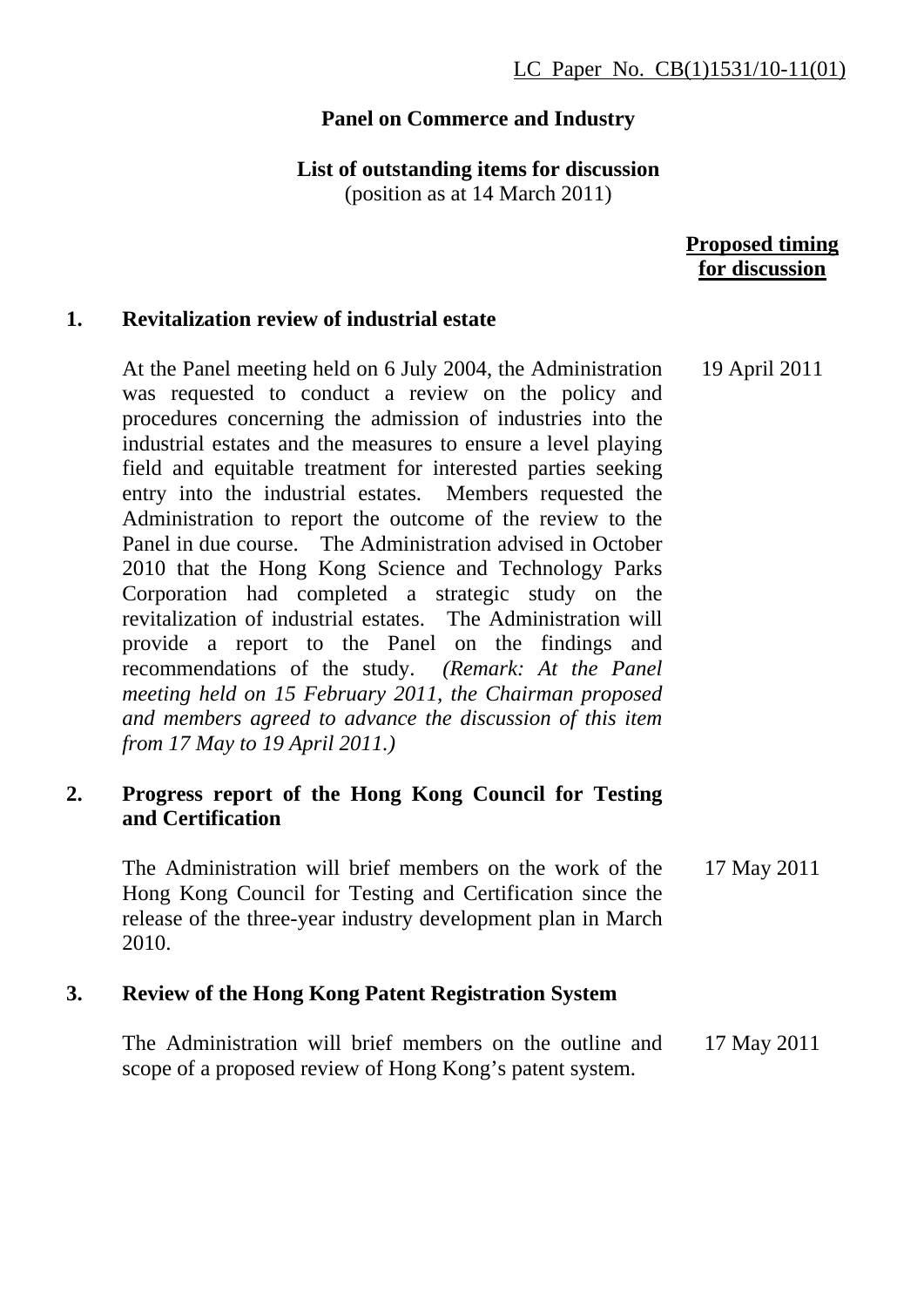LC Paper No. CB(1)1531/10-11(01)

**Panel on Commerce and Industry**

**List of outstanding items for discussion**
(position as at 14 March 2011)

| | | **Proposed timing for discussion** |
|---|---|---|
| **1.** | **Revitalization review of industrial estate** | |
| | At the Panel meeting held on 6 July 2004, the Administration was requested to conduct a review on the policy and procedures concerning the admission of industries into the industrial estates and the measures to ensure a level playing field and equitable treatment for interested parties seeking entry into the industrial estates. Members requested the Administration to report the outcome of the review to the Panel in due course. The Administration advised in October 2010 that the Hong Kong Science and Technology Parks Corporation had completed a strategic study on the revitalization of industrial estates. The Administration will provide a report to the Panel on the findings and recommendations of the study. *(Remark: At the Panel meeting held on 15 February 2011, the Chairman proposed and members agreed to advance the discussion of this item from 17 May to 19 April 2011.)* | 19 April 2011 |
| **2.** | **Progress report of the Hong Kong Council for Testing and Certification** | |
| | The Administration will brief members on the work of the Hong Kong Council for Testing and Certification since the release of the three-year industry development plan in March 2010. | 17 May 2011 |
| **3.** | **Review of the Hong Kong Patent Registration System** | |
| | The Administration will brief members on the outline and scope of a proposed review of Hong Kong's patent system. | 17 May 2011 |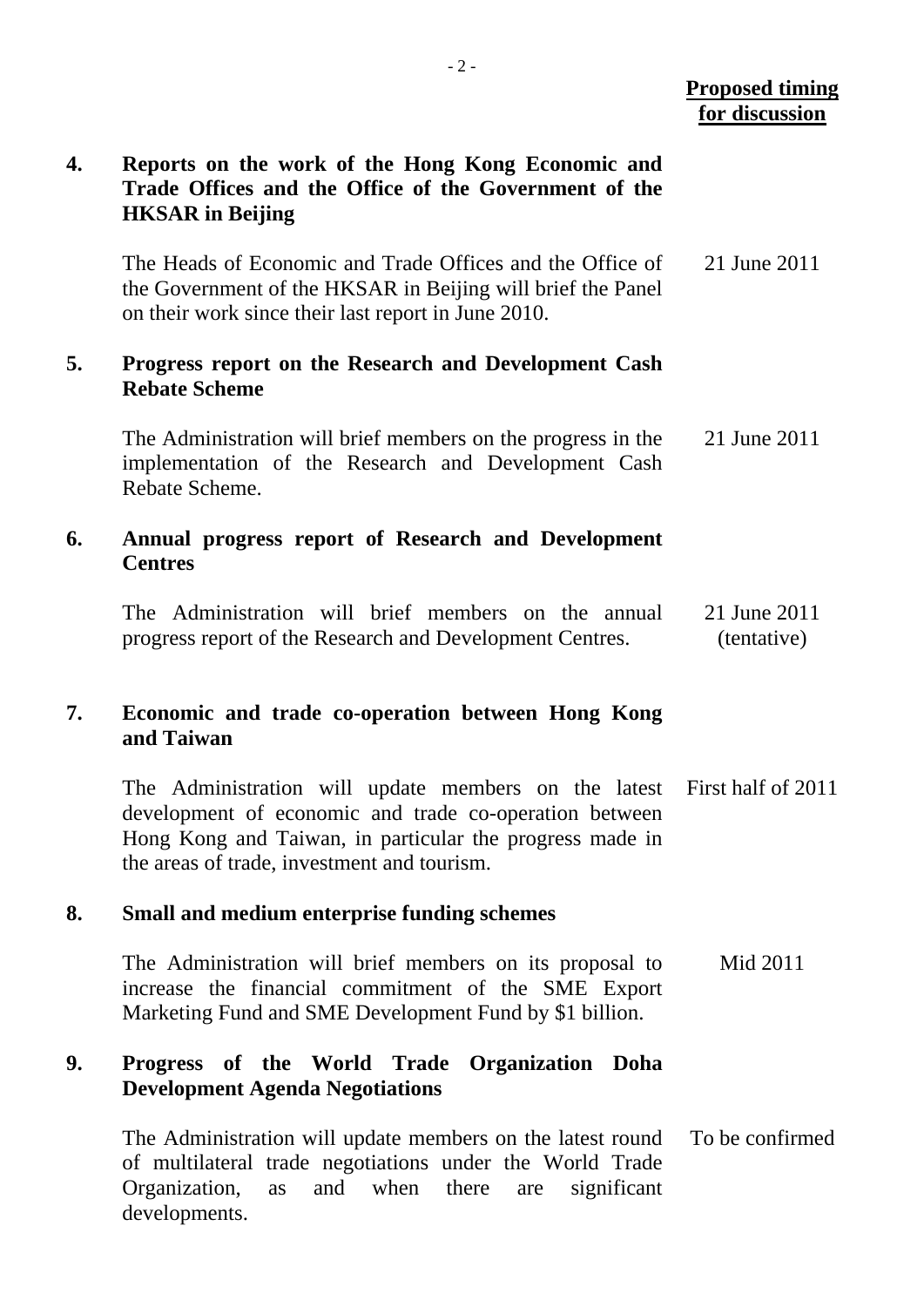| | | Proposed timing for discussion |
|---|---|---|
| **4.** | **Reports on the work of the Hong Kong Economic and Trade Offices and the Office of the Government of the HKSAR in Beijing** | |
| | The Heads of Economic and Trade Offices and the Office of the Government of the HKSAR in Beijing will brief the Panel on their work since their last report in June 2010. | 21 June 2011 |
| **5.** | **Progress report on the Research and Development Cash Rebate Scheme** | |
| | The Administration will brief members on the progress in the implementation of the Research and Development Cash Rebate Scheme. | 21 June 2011 |
| **6.** | **Annual progress report of Research and Development Centres** | |
| | The Administration will brief members on the annual progress report of the Research and Development Centres. | 21 June 2011 (tentative) |
| **7.** | **Economic and trade co-operation between Hong Kong and Taiwan** | |
| | The Administration will update members on the latest development of economic and trade co-operation between Hong Kong and Taiwan, in particular the progress made in the areas of trade, investment and tourism. | First half of 2011 |
| **8.** | **Small and medium enterprise funding schemes** | |
| | The Administration will brief members on its proposal to increase the financial commitment of the SME Export Marketing Fund and SME Development Fund by $1 billion. | Mid 2011 |
| **9.** | **Progress of the World Trade Organization Doha Development Agenda Negotiations** | |
| | The Administration will update members on the latest round of multilateral trade negotiations under the World Trade Organization, as and when there are significant developments. | To be confirmed |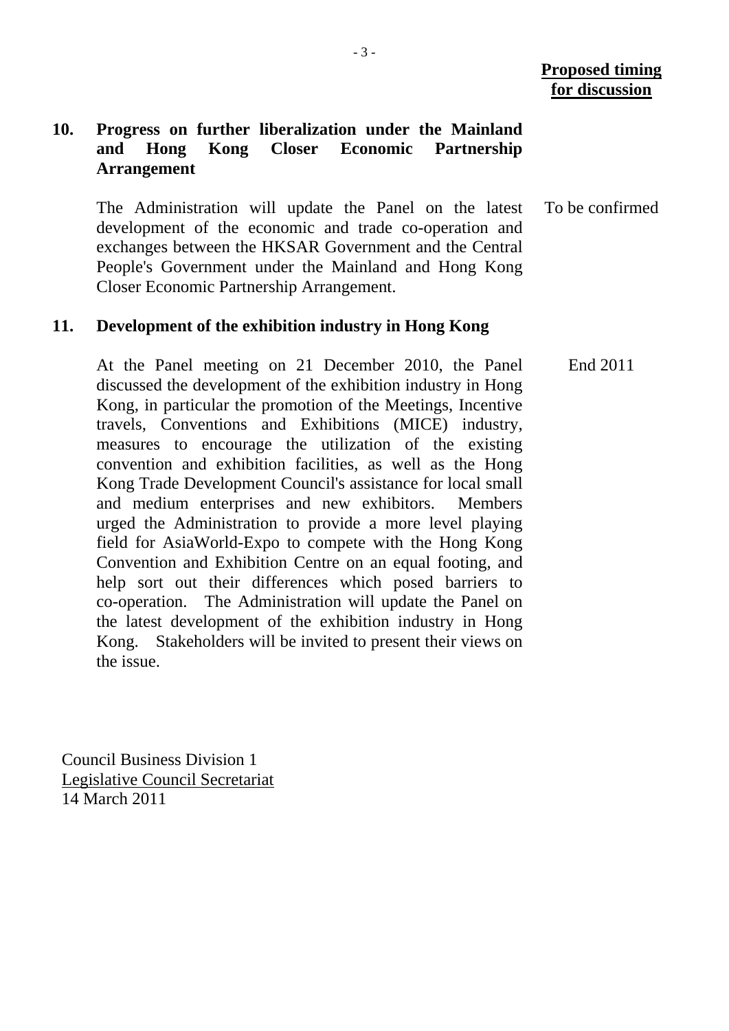**Proposed timing for discussion**

**10. Progress on further liberalization under the Mainland and Hong Kong Closer Economic Partnership Arrangement**

The Administration will update the Panel on the latest development of the economic and trade co-operation and exchanges between the HKSAR Government and the Central People's Government under the Mainland and Hong Kong Closer Economic Partnership Arrangement.

To be confirmed

**11. Development of the exhibition industry in Hong Kong**

At the Panel meeting on 21 December 2010, the Panel discussed the development of the exhibition industry in Hong Kong, in particular the promotion of the Meetings, Incentive travels, Conventions and Exhibitions (MICE) industry, measures to encourage the utilization of the existing convention and exhibition facilities, as well as the Hong Kong Trade Development Council's assistance for local small and medium enterprises and new exhibitors. Members urged the Administration to provide a more level playing field for AsiaWorld-Expo to compete with the Hong Kong Convention and Exhibition Centre on an equal footing, and help sort out their differences which posed barriers to co-operation. The Administration will update the Panel on the latest development of the exhibition industry in Hong Kong. Stakeholders will be invited to present their views on the issue.

End 2011

Council Business Division 1
Legislative Council Secretariat
14 March 2011